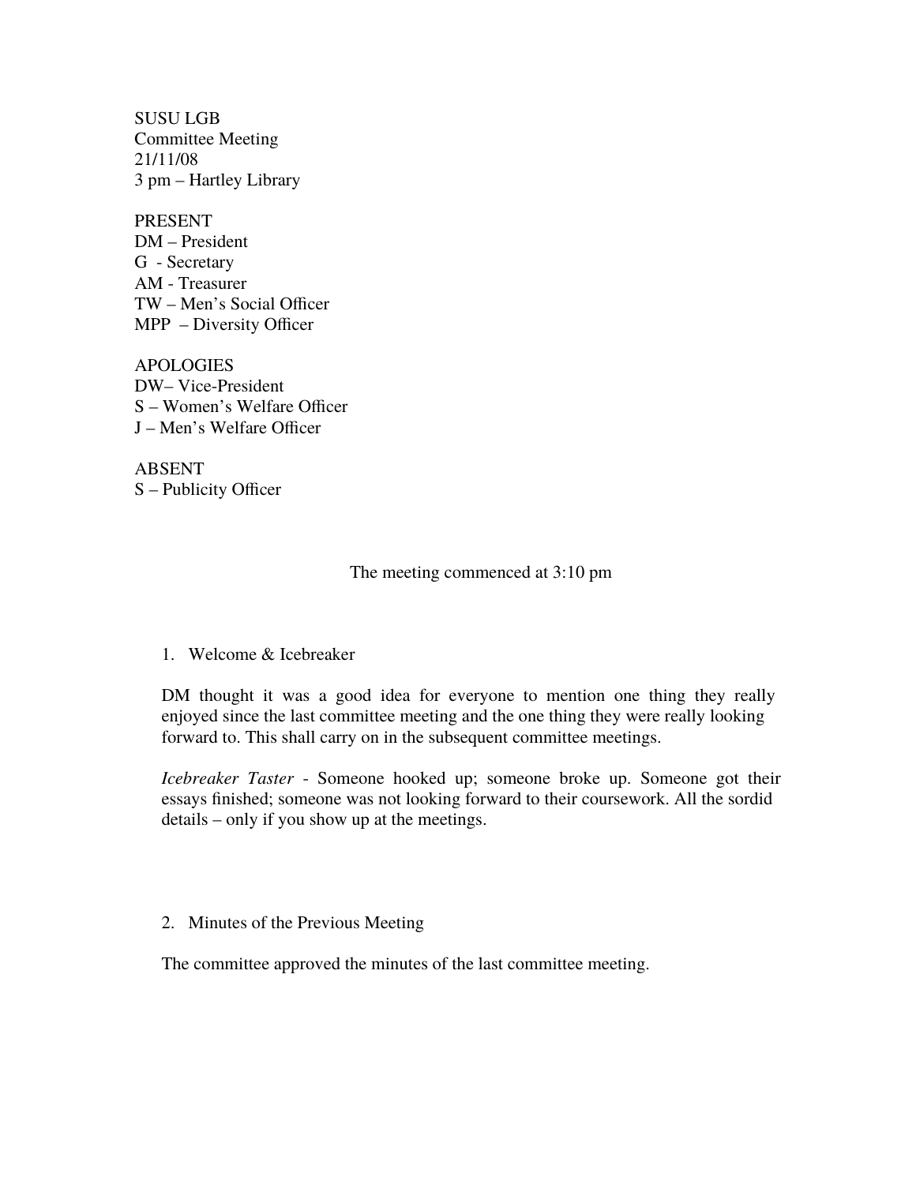SUSU LGB
Committee Meeting
21/11/08
3 pm – Hartley Library

PRESENT
DM – President
G - Secretary
AM - Treasurer
TW – Men's Social Officer
MPP – Diversity Officer

APOLOGIES
DW– Vice-President
S – Women's Welfare Officer
J – Men's Welfare Officer

ABSENT
S – Publicity Officer

The meeting commenced at 3:10 pm

1. Welcome & Icebreaker

DM thought it was a good idea for everyone to mention one thing they really enjoyed since the last committee meeting and the one thing they were really looking forward to. This shall carry on in the subsequent committee meetings.

*Icebreaker Taster* - Someone hooked up; someone broke up. Someone got their essays finished; someone was not looking forward to their coursework. All the sordid details – only if you show up at the meetings.

2. Minutes of the Previous Meeting

The committee approved the minutes of the last committee meeting.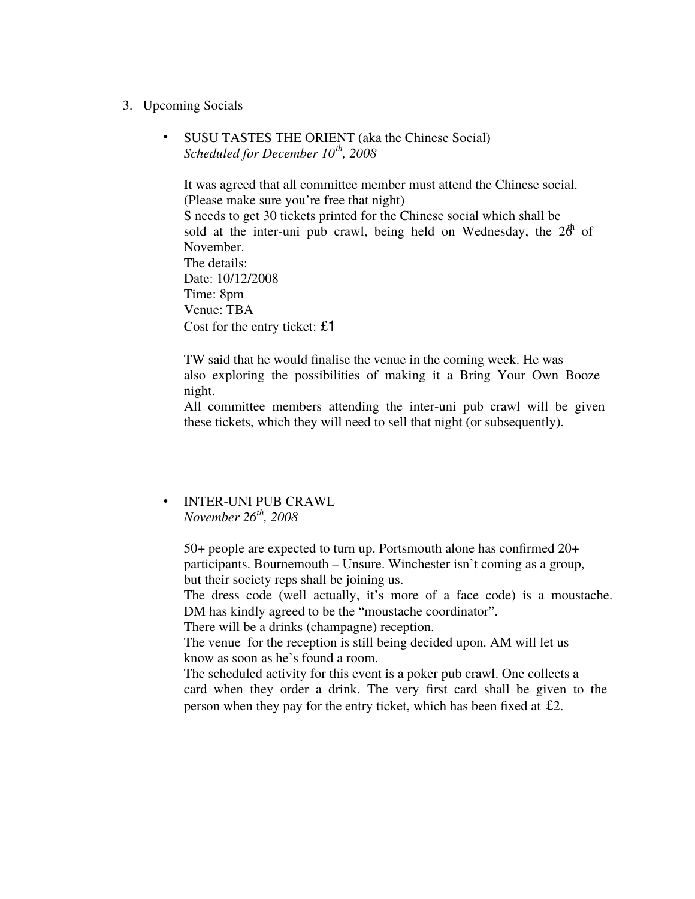3. Upcoming Socials

- SUSU TASTES THE ORIENT (aka the Chinese Social)
  *Scheduled for December 10th, 2008*

  It was agreed that all committee member <u>must</u> attend the Chinese social. (Please make sure you're free that night)
  S needs to get 30 tickets printed for the Chinese social which shall be sold at the inter-uni pub crawl, being held on Wednesday, the 26th of November.
  The details:
  Date: 10/12/2008
  Time: 8pm
  Venue: TBA
  Cost for the entry ticket: £1

  TW said that he would finalise the venue in the coming week. He was also exploring the possibilities of making it a Bring Your Own Booze night.
  All committee members attending the inter-uni pub crawl will be given these tickets, which they will need to sell that night (or subsequently).

- INTER-UNI PUB CRAWL
  *November 26th, 2008*

  50+ people are expected to turn up. Portsmouth alone has confirmed 20+ participants. Bournemouth – Unsure. Winchester isn't coming as a group, but their society reps shall be joining us.
  The dress code (well actually, it's more of a face code) is a moustache. DM has kindly agreed to be the "moustache coordinator".
  There will be a drinks (champagne) reception.
  The venue for the reception is still being decided upon. AM will let us know as soon as he's found a room.
  The scheduled activity for this event is a poker pub crawl. One collects a card when they order a drink. The very first card shall be given to the person when they pay for the entry ticket, which has been fixed at £2.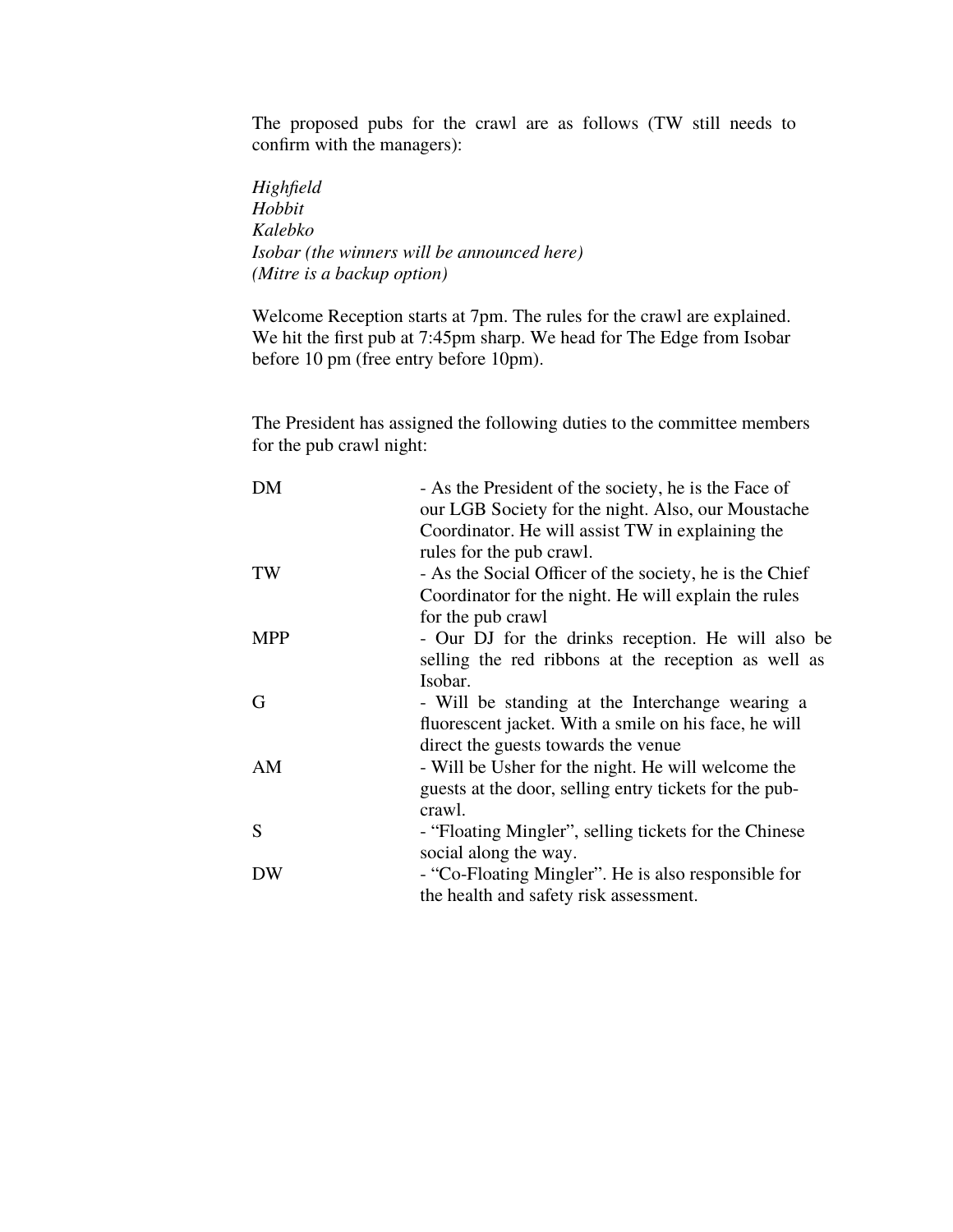The proposed pubs for the crawl are as follows (TW still needs to confirm with the managers):

*Highfield*
*Hobbit*
*Kalebko*
*Isobar (the winners will be announced here)*
*(Mitre is a backup option)*

Welcome Reception starts at 7pm. The rules for the crawl are explained. We hit the first pub at 7:45pm sharp. We head for The Edge from Isobar before 10 pm (free entry before 10pm).

The President has assigned the following duties to the committee members for the pub crawl night:

| | |
|---|---|
| DM | - As the President of the society, he is the Face of our LGB Society for the night. Also, our Moustache Coordinator. He will assist TW in explaining the rules for the pub crawl. |
| TW | - As the Social Officer of the society, he is the Chief Coordinator for the night. He will explain the rules for the pub crawl |
| MPP | - Our DJ for the drinks reception. He will also be selling the red ribbons at the reception as well as Isobar. |
| G | - Will be standing at the Interchange wearing a fluorescent jacket. With a smile on his face, he will direct the guests towards the venue |
| AM | - Will be Usher for the night. He will welcome the guests at the door, selling entry tickets for the pub-crawl. |
| S | - "Floating Mingler", selling tickets for the Chinese social along the way. |
| DW | - "Co-Floating Mingler". He is also responsible for the health and safety risk assessment. |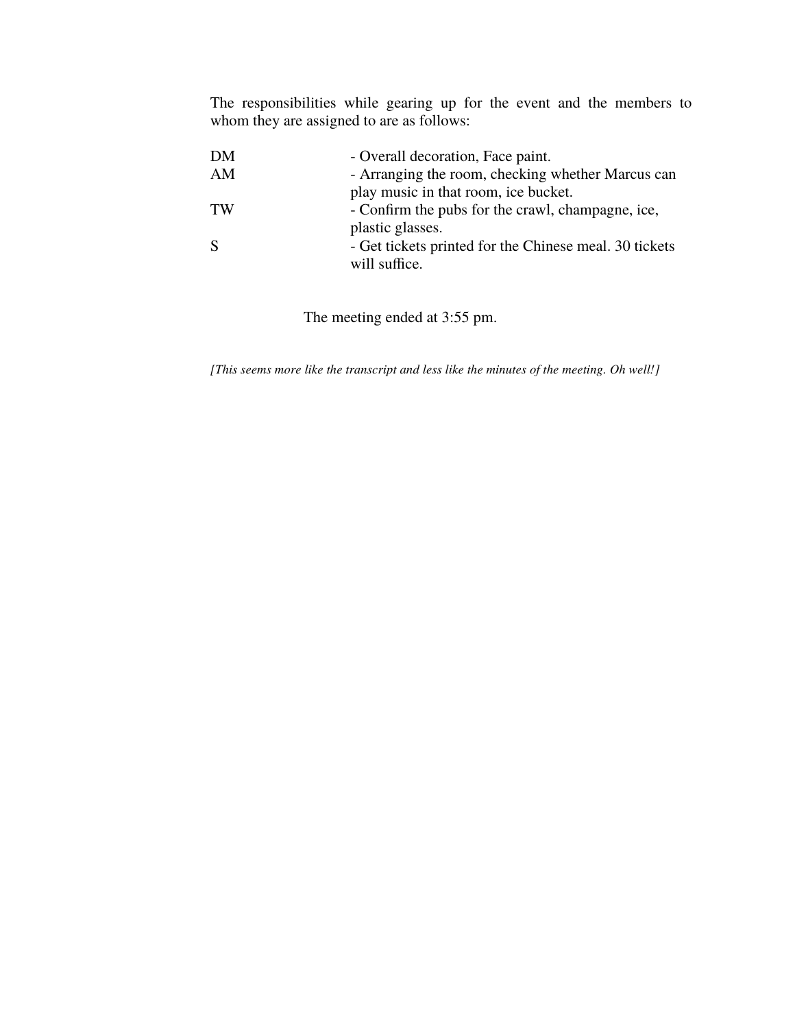The responsibilities while gearing up for the event and the members to whom they are assigned to are as follows:

| | |
|---|---|
| DM | - Overall decoration, Face paint. |
| AM | - Arranging the room, checking whether Marcus can play music in that room, ice bucket. |
| TW | - Confirm the pubs for the crawl, champagne, ice, plastic glasses. |
| S | - Get tickets printed for the Chinese meal. 30 tickets will suffice. |

The meeting ended at 3:55 pm.

*[This seems more like the transcript and less like the minutes of the meeting. Oh well!]*